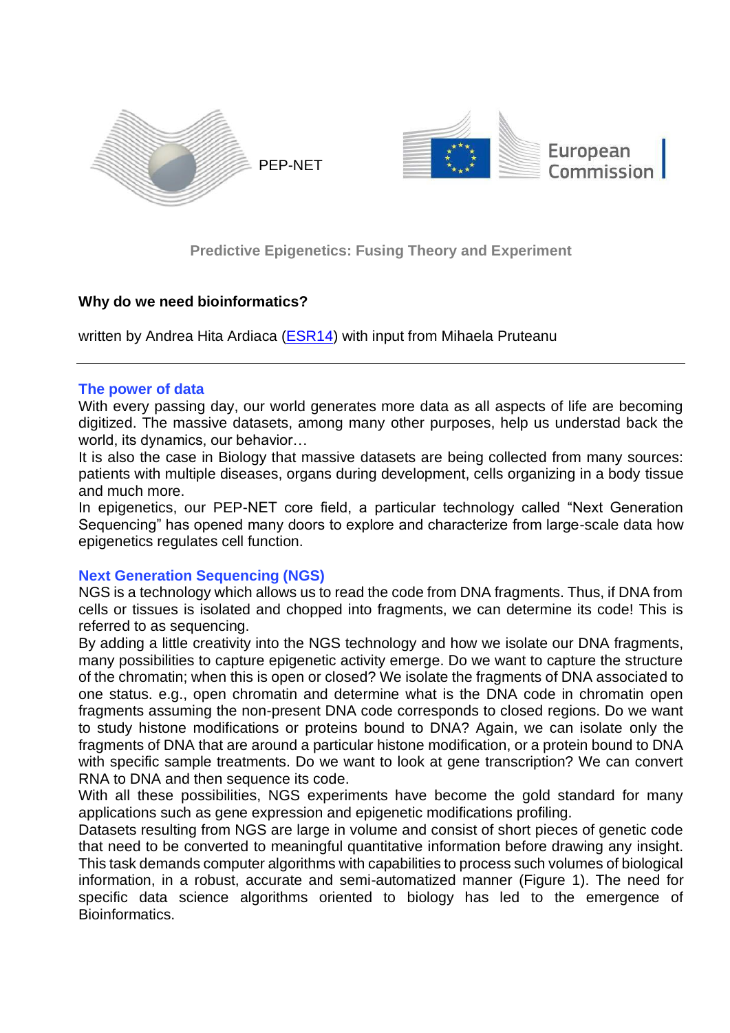PEP-NET

European Commission

**Predictive Epigenetics: Fusing Theory and Experiment**

## Why do we need bioinformatics?

written by Andrea Hita Ardiaca (ESR14) with input from Mihaela Pruteanu

---

### The power of data

With every passing day, our world generates more data as all aspects of life are becoming digitized. The massive datasets, among many other purposes, help us understad back the world, its dynamics, our behavior…

It is also the case in Biology that massive datasets are being collected from many sources: patients with multiple diseases, organs during development, cells organizing in a body tissue and much more.

In epigenetics, our PEP-NET core field, a particular technology called "Next Generation Sequencing" has opened many doors to explore and characterize from large-scale data how epigenetics regulates cell function.

### Next Generation Sequencing (NGS)

NGS is a technology which allows us to read the code from DNA fragments. Thus, if DNA from cells or tissues is isolated and chopped into fragments, we can determine its code! This is referred to as sequencing.

By adding a little creativity into the NGS technology and how we isolate our DNA fragments, many possibilities to capture epigenetic activity emerge. Do we want to capture the structure of the chromatin; when this is open or closed? We isolate the fragments of DNA associated to one status. e.g., open chromatin and determine what is the DNA code in chromatin open fragments assuming the non-present DNA code corresponds to closed regions. Do we want to study histone modifications or proteins bound to DNA? Again, we can isolate only the fragments of DNA that are around a particular histone modification, or a protein bound to DNA with specific sample treatments. Do we want to look at gene transcription? We can convert RNA to DNA and then sequence its code.

With all these possibilities, NGS experiments have become the gold standard for many applications such as gene expression and epigenetic modifications profiling.

Datasets resulting from NGS are large in volume and consist of short pieces of genetic code that need to be converted to meaningful quantitative information before drawing any insight. This task demands computer algorithms with capabilities to process such volumes of biological information, in a robust, accurate and semi-automatized manner (Figure 1). The need for specific data science algorithms oriented to biology has led to the emergence of Bioinformatics.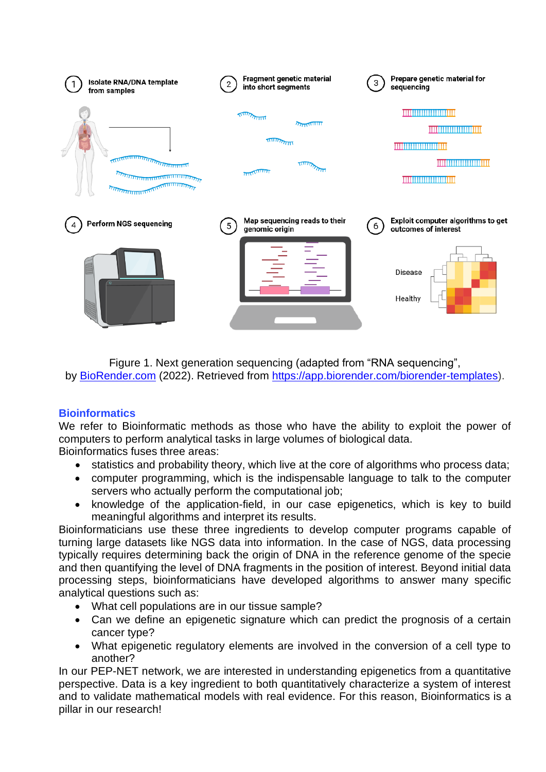1 Isolate RNA/DNA template from samples

2 Fragment genetic material into short segments

3 Prepare genetic material for sequencing

4 Perform NGS sequencing

5 Map sequencing reads to their genomic origin

6 Exploit computer algorithms to get outcomes of interest

Disease

Healthy

Figure 1. Next generation sequencing (adapted from "RNA sequencing", by [BioRender.com](BioRender.com) (2022). Retrieved from [https://app.biorender.com/biorender-templates](https://app.biorender.com/biorender-templates)).

## Bioinformatics

We refer to Bioinformatic methods as those who have the ability to exploit the power of computers to perform analytical tasks in large volumes of biological data.
Bioinformatics fuses three areas:

- statistics and probability theory, which live at the core of algorithms who process data;
- computer programming, which is the indispensable language to talk to the computer servers who actually perform the computational job;
- knowledge of the application-field, in our case epigenetics, which is key to build meaningful algorithms and interpret its results.

Bioinformaticians use these three ingredients to develop computer programs capable of turning large datasets like NGS data into information. In the case of NGS, data processing typically requires determining back the origin of DNA in the reference genome of the specie and then quantifying the level of DNA fragments in the position of interest. Beyond initial data processing steps, bioinformaticians have developed algorithms to answer many specific analytical questions such as:

- What cell populations are in our tissue sample?
- Can we define an epigenetic signature which can predict the prognosis of a certain cancer type?
- What epigenetic regulatory elements are involved in the conversion of a cell type to another?

In our PEP-NET network, we are interested in understanding epigenetics from a quantitative perspective. Data is a key ingredient to both quantitatively characterize a system of interest and to validate mathematical models with real evidence. For this reason, Bioinformatics is a pillar in our research!